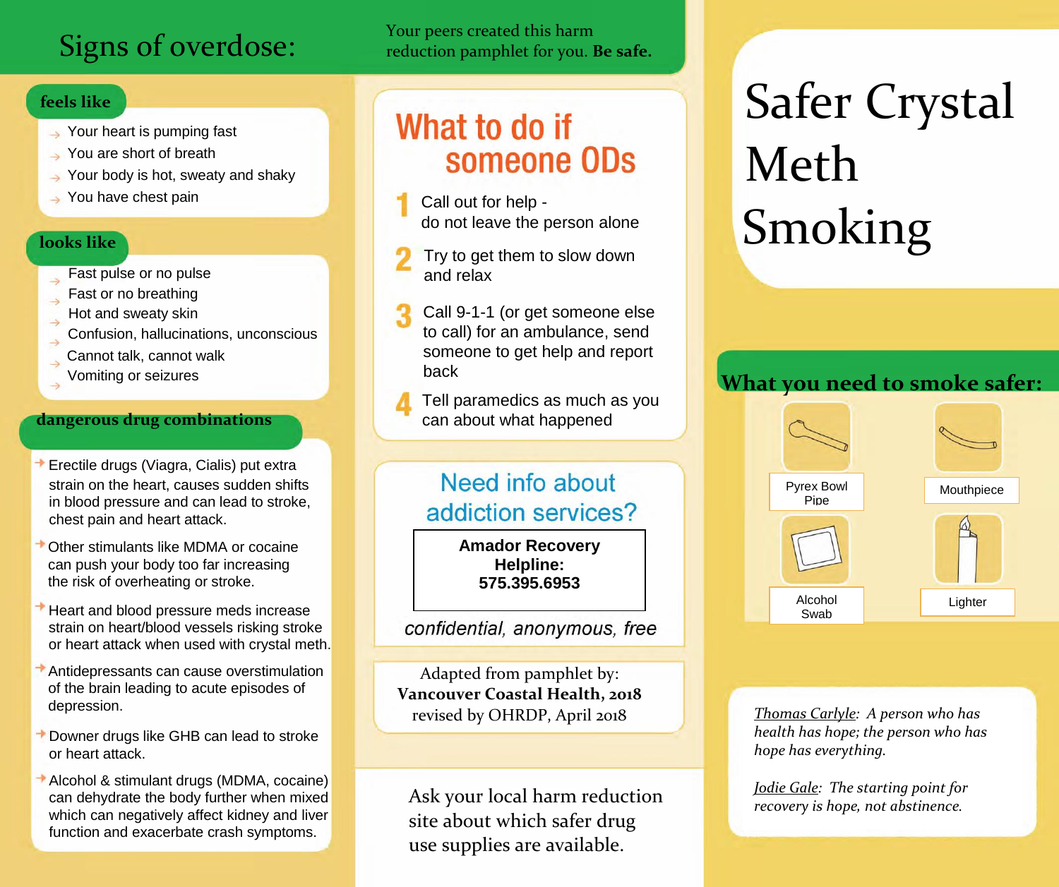# Signs of overdose:

Your peers created this harm reduction pamphlet for you. **Be safe.**

### feels like

- Your heart is pumping fast
- You are short of breath
- Your body is hot, sweaty and shaky
- You have chest pain

### looks like

- Fast pulse or no pulse
- Fast or no breathing
- Hot and sweaty skin
- Confusion, hallucinations, unconscious
- Cannot talk, cannot walk
- Vomiting or seizures

### dangerous drug combinations

- Erectile drugs (Viagra, Cialis) put extra strain on the heart, causes sudden shifts in blood pressure and can lead to stroke, chest pain and heart attack.
- Other stimulants like MDMA or cocaine can push your body too far increasing the risk of overheating or stroke.
- Heart and blood pressure meds increase strain on heart/blood vessels risking stroke or heart attack when used with crystal meth.
- Antidepressants can cause overstimulation of the brain leading to acute episodes of depression.
- Downer drugs like GHB can lead to stroke or heart attack.
- Alcohol & stimulant drugs (MDMA, cocaine) can dehydrate the body further when mixed which can negatively affect kidney and liver function and exacerbate crash symptoms.

## What to do if someone ODs

1. Call out for help - do not leave the person alone
2. Try to get them to slow down and relax
3. Call 9-1-1 (or get someone else to call) for an ambulance, send someone to get help and report back
4. Tell paramedics as much as you can about what happened

## Need info about addiction services?

**Amador Recovery Helpline:**
**575.395.6953**

*confidential, anonymous, free*

Adapted from pamphlet by:
**Vancouver Coastal Health, 2018**
revised by OHRDP, April 2018

Ask your local harm reduction site about which safer drug use supplies are available.

# Safer Crystal Meth Smoking

## What you need to smoke safer:

- Pyrex Bowl Pipe
- Mouthpiece
- Alcohol Swab
- Lighter

*Thomas Carlyle: A person who has health has hope; the person who has hope has everything.*

*Jodie Gale: The starting point for recovery is hope, not abstinence.*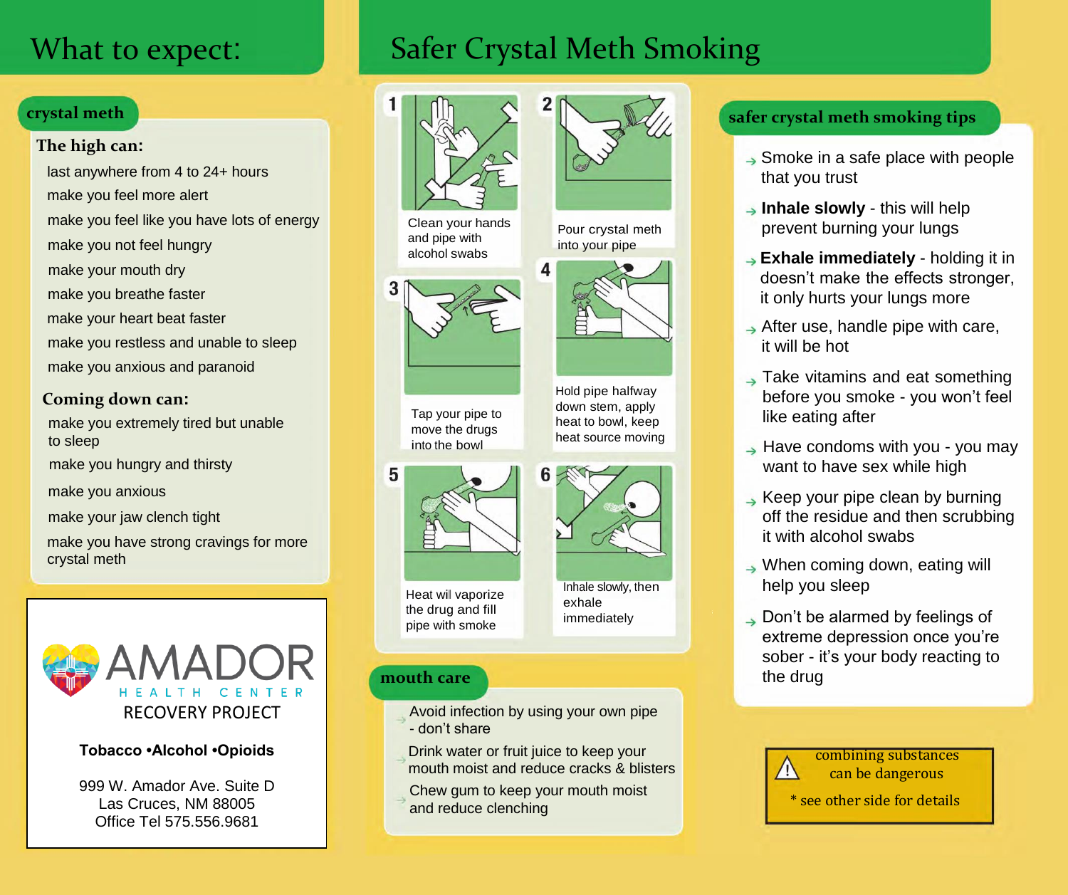# What to expect:

## crystal meth

### The high can:

- last anywhere from 4 to 24+ hours
- make you feel more alert
- make you feel like you have lots of energy
- make you not feel hungry
- make your mouth dry
- make you breathe faster
- make your heart beat faster
- make you restless and unable to sleep
- make you anxious and paranoid

### Coming down can:

- make you extremely tired but unable to sleep
- make you hungry and thirsty
- make you anxious
- make your jaw clench tight
- make you have strong cravings for more crystal meth

AMADOR HEALTH CENTER
RECOVERY PROJECT

**Tobacco •Alcohol •Opioids**

999 W. Amador Ave. Suite D
Las Cruces, NM 88005
Office Tel 575.556.9681

# Safer Crystal Meth Smoking

1. Clean your hands and pipe with alcohol swabs
2. Pour crystal meth into your pipe
3. Tap your pipe to move the drugs into the bowl
4. Hold pipe halfway down stem, apply heat to bowl, keep heat source moving
5. Heat will vaporize the drug and fill pipe with smoke
6. Inhale slowly, then exhale immediately

## mouth care

- Avoid infection by using your own pipe - don't share
- Drink water or fruit juice to keep your mouth moist and reduce cracks & blisters
- Chew gum to keep your mouth moist and reduce clenching

## safer crystal meth smoking tips

- Smoke in a safe place with people that you trust
- **Inhale slowly** - this will help prevent burning your lungs
- **Exhale immediately** - holding it in doesn't make the effects stronger, it only hurts your lungs more
- After use, handle pipe with care, it will be hot
- Take vitamins and eat something before you smoke - you won't feel like eating after
- Have condoms with you - you may want to have sex while high
- Keep your pipe clean by burning off the residue and then scrubbing it with alcohol swabs
- When coming down, eating will help you sleep
- Don't be alarmed by feelings of extreme depression once you're sober - it's your body reacting to the drug

⚠ combining substances can be dangerous

* see other side for details